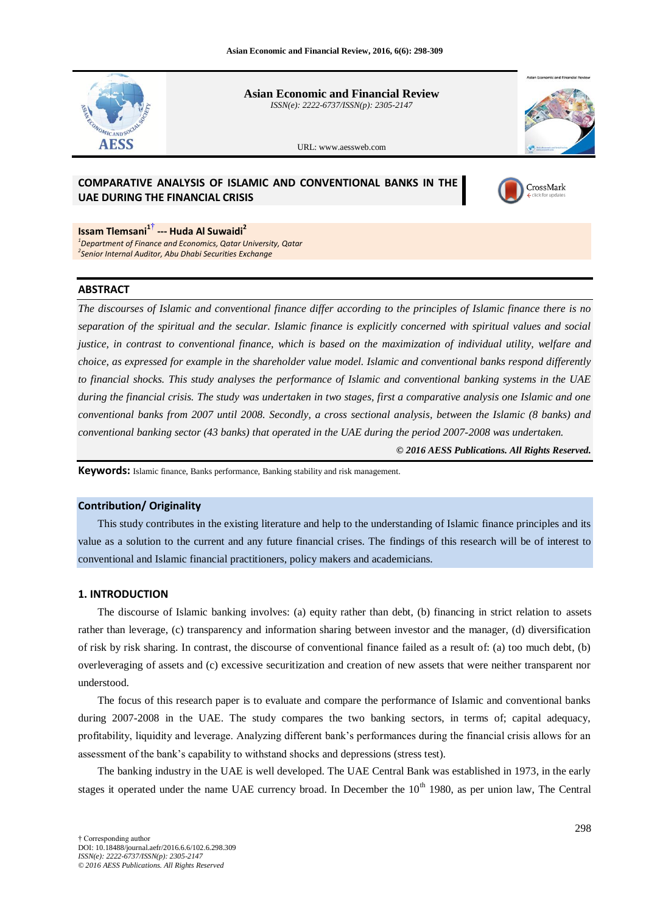Asian Economic and Financial Review

*ISSN(e): 2222-6737/ISSN(p): 2305-2147*

URL: www.aessweb.com

# COMPARATIVE ANALYSIS OF ISLAMIC AND CONVENTIONAL BANKS IN THE UAE DURING THE FINANCIAL CRISIS

**Issam Tlemsani[1†] --- Huda Al Suwaidi[2]**

[1]*Department of Finance and Economics, Qatar University, Qatar*

[2]*Senior Internal Auditor, Abu Dhabi Securities Exchange*

## ABSTRACT

*The discourses of Islamic and conventional finance differ according to the principles of Islamic finance there is no separation of the spiritual and the secular. Islamic finance is explicitly concerned with spiritual values and social justice, in contrast to conventional finance, which is based on the maximization of individual utility, welfare and choice, as expressed for example in the shareholder value model. Islamic and conventional banks respond differently to financial shocks. This study analyses the performance of Islamic and conventional banking systems in the UAE during the financial crisis. The study was undertaken in two stages, first a comparative analysis one Islamic and one conventional banks from 2007 until 2008. Secondly, a cross sectional analysis, between the Islamic (8 banks) and conventional banking sector (43 banks) that operated in the UAE during the period 2007-2008 was undertaken.*

***© 2016 AESS Publications. All Rights Reserved.***

**Keywords:** Islamic finance, Banks performance, Banking stability and risk management.

## Contribution/ Originality

This study contributes in the existing literature and help to the understanding of Islamic finance principles and its value as a solution to the current and any future financial crises. The findings of this research will be of interest to conventional and Islamic financial practitioners, policy makers and academicians.

## 1. INTRODUCTION

The discourse of Islamic banking involves: (a) equity rather than debt, (b) financing in strict relation to assets rather than leverage, (c) transparency and information sharing between investor and the manager, (d) diversification of risk by risk sharing. In contrast, the discourse of conventional finance failed as a result of: (a) too much debt, (b) overleveraging of assets and (c) excessive securitization and creation of new assets that were neither transparent nor understood.

The focus of this research paper is to evaluate and compare the performance of Islamic and conventional banks during 2007-2008 in the UAE. The study compares the two banking sectors, in terms of; capital adequacy, profitability, liquidity and leverage. Analyzing different bank's performances during the financial crisis allows for an assessment of the bank's capability to withstand shocks and depressions (stress test).

The banking industry in the UAE is well developed. The UAE Central Bank was established in 1973, in the early stages it operated under the name UAE currency broad. In December the 10th 1980, as per union law, The Central

† Corresponding author

DOI: 10.18488/journal.aefr/2016.6.6/102.6.298.309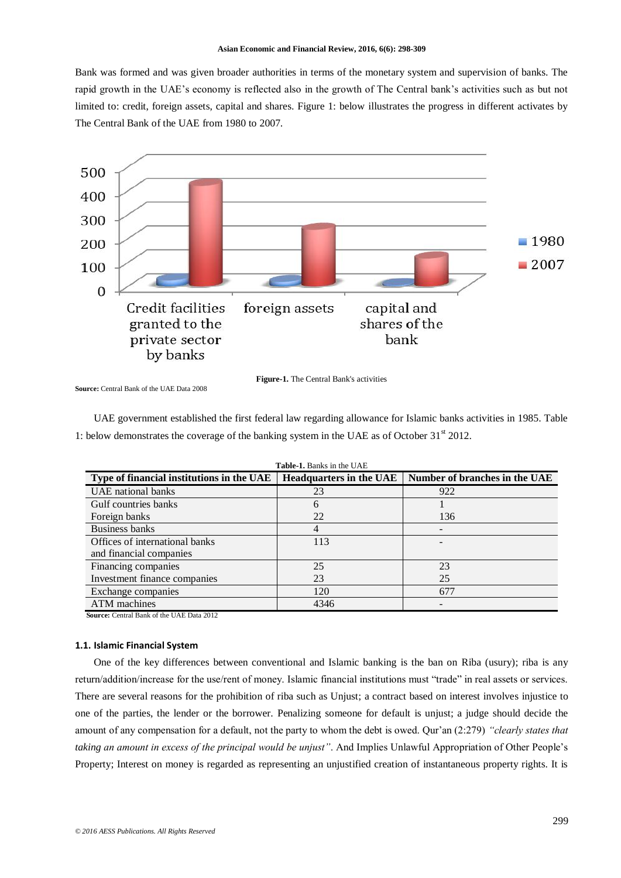Bank was formed and was given broader authorities in terms of the monetary system and supervision of banks. The rapid growth in the UAE's economy is reflected also in the growth of The Central bank's activities such as but not limited to: credit, foreign assets, capital and shares. Figure 1: below illustrates the progress in different activates by The Central Bank of the UAE from 1980 to 2007.

**Source:** Central Bank of the UAE Data 2008

**Figure-1.** The Central Bank's activities

UAE government established the first federal law regarding allowance for Islamic banks activities in 1985. Table 1: below demonstrates the coverage of the banking system in the UAE as of October 31st 2012.

**Table-1.** Banks in the UAE

| Type of financial institutions in the UAE | Headquarters in the UAE | Number of branches in the UAE |
|---|---|---|
| UAE national banks | 23 | 922 |
| Gulf countries banks | 6 | 1 |
| Foreign banks | 22 | 136 |
| Business banks | 4 | - |
| Offices of international banks and financial companies | 113 | - |
| Financing companies | 25 | 23 |
| Investment finance companies | 23 | 25 |
| Exchange companies | 120 | 677 |
| ATM machines | 4346 | - |

**Source:** Central Bank of the UAE Data 2012

### 1.1. Islamic Financial System

One of the key differences between conventional and Islamic banking is the ban on Riba (usury); riba is any return/addition/increase for the use/rent of money. Islamic financial institutions must "trade" in real assets or services. There are several reasons for the prohibition of riba such as Unjust; a contract based on interest involves injustice to one of the parties, the lender or the borrower. Penalizing someone for default is unjust; a judge should decide the amount of any compensation for a default, not the party to whom the debt is owed. Qur'an (2:279) *"clearly states that taking an amount in excess of the principal would be unjust"*. And Implies Unlawful Appropriation of Other People's Property; Interest on money is regarded as representing an unjustified creation of instantaneous property rights. It is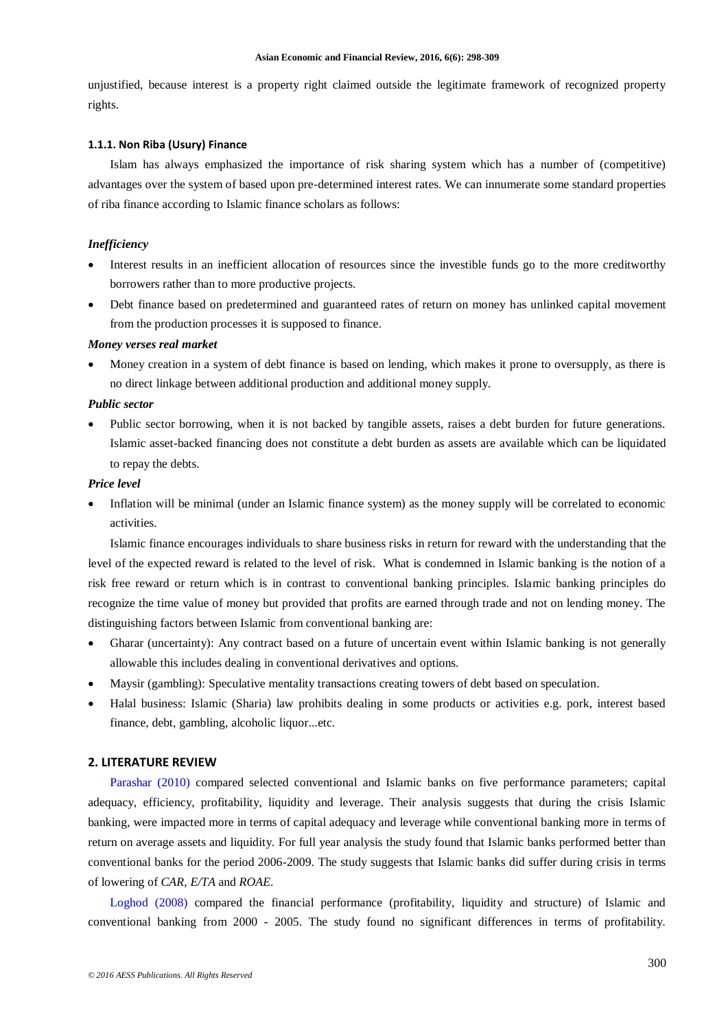unjustified, because interest is a property right claimed outside the legitimate framework of recognized property rights.

#### 1.1.1. Non Riba (Usury) Finance

Islam has always emphasized the importance of risk sharing system which has a number of (competitive) advantages over the system of based upon pre-determined interest rates. We can innumerate some standard properties of riba finance according to Islamic finance scholars as follows:

*Inefficiency*

- Interest results in an inefficient allocation of resources since the investible funds go to the more creditworthy borrowers rather than to more productive projects.
- Debt finance based on predetermined and guaranteed rates of return on money has unlinked capital movement from the production processes it is supposed to finance.

*Money verses real market*

- Money creation in a system of debt finance is based on lending, which makes it prone to oversupply, as there is no direct linkage between additional production and additional money supply.

*Public sector*

- Public sector borrowing, when it is not backed by tangible assets, raises a debt burden for future generations. Islamic asset-backed financing does not constitute a debt burden as assets are available which can be liquidated to repay the debts.

*Price level*

- Inflation will be minimal (under an Islamic finance system) as the money supply will be correlated to economic activities.

Islamic finance encourages individuals to share business risks in return for reward with the understanding that the level of the expected reward is related to the level of risk. What is condemned in Islamic banking is the notion of a risk free reward or return which is in contrast to conventional banking principles. Islamic banking principles do recognize the time value of money but provided that profits are earned through trade and not on lending money. The distinguishing factors between Islamic from conventional banking are:

- Gharar (uncertainty): Any contract based on a future of uncertain event within Islamic banking is not generally allowable this includes dealing in conventional derivatives and options.
- Maysir (gambling): Speculative mentality transactions creating towers of debt based on speculation.
- Halal business: Islamic (Sharia) law prohibits dealing in some products or activities e.g. pork, interest based finance, debt, gambling, alcoholic liquor...etc.

## 2. LITERATURE REVIEW

Parashar (2010) compared selected conventional and Islamic banks on five performance parameters; capital adequacy, efficiency, profitability, liquidity and leverage. Their analysis suggests that during the crisis Islamic banking, were impacted more in terms of capital adequacy and leverage while conventional banking more in terms of return on average assets and liquidity. For full year analysis the study found that Islamic banks performed better than conventional banks for the period 2006-2009. The study suggests that Islamic banks did suffer during crisis in terms of lowering of *CAR*, *E/TA* and *ROAE*.

Loghod (2008) compared the financial performance (profitability, liquidity and structure) of Islamic and conventional banking from 2000 - 2005. The study found no significant differences in terms of profitability.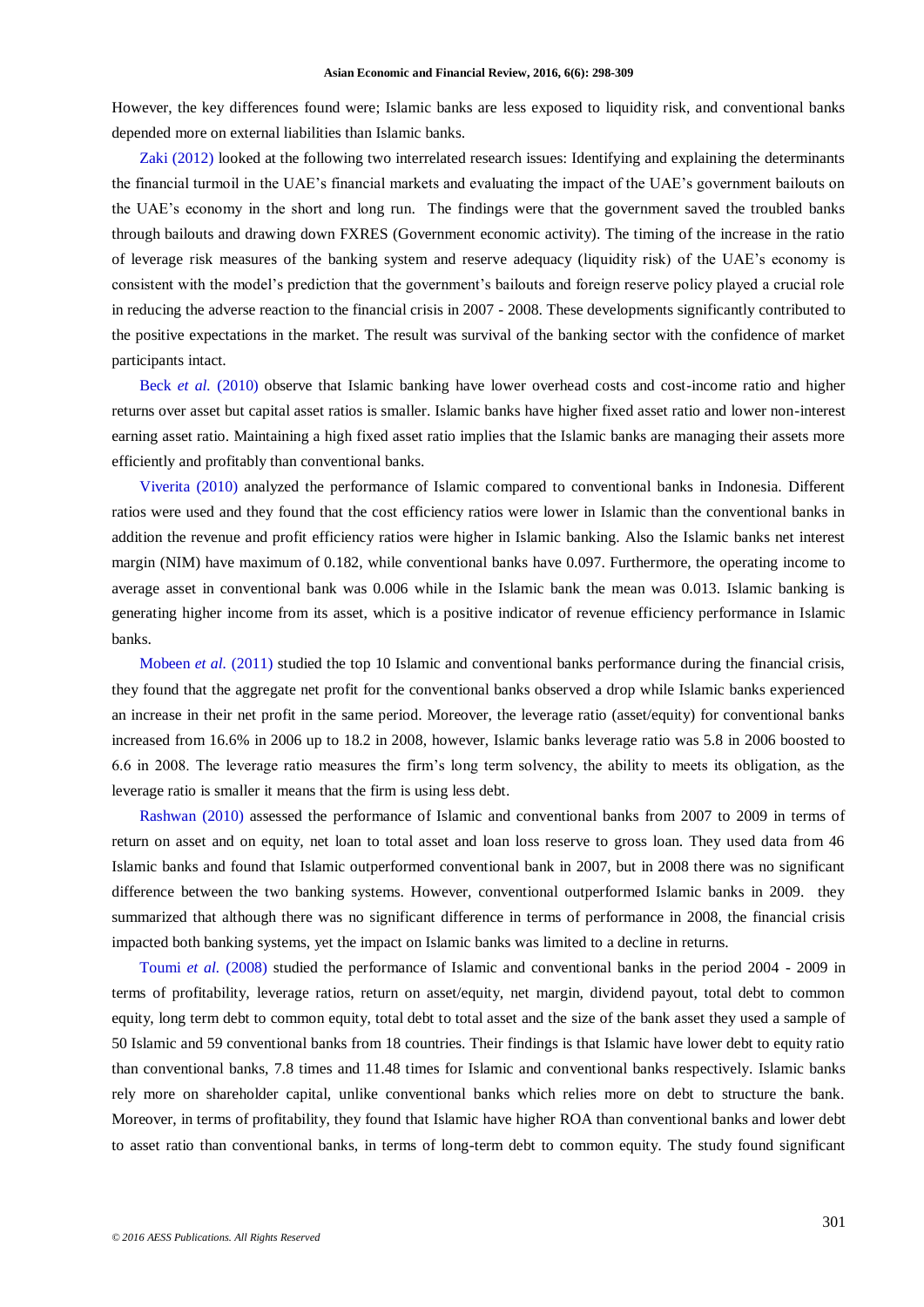However, the key differences found were; Islamic banks are less exposed to liquidity risk, and conventional banks depended more on external liabilities than Islamic banks.

Zaki (2012) looked at the following two interrelated research issues: Identifying and explaining the determinants the financial turmoil in the UAE's financial markets and evaluating the impact of the UAE's government bailouts on the UAE's economy in the short and long run. The findings were that the government saved the troubled banks through bailouts and drawing down FXRES (Government economic activity). The timing of the increase in the ratio of leverage risk measures of the banking system and reserve adequacy (liquidity risk) of the UAE's economy is consistent with the model's prediction that the government's bailouts and foreign reserve policy played a crucial role in reducing the adverse reaction to the financial crisis in 2007 - 2008. These developments significantly contributed to the positive expectations in the market. The result was survival of the banking sector with the confidence of market participants intact.

Beck *et al.* (2010) observe that Islamic banking have lower overhead costs and cost-income ratio and higher returns over asset but capital asset ratios is smaller. Islamic banks have higher fixed asset ratio and lower non-interest earning asset ratio. Maintaining a high fixed asset ratio implies that the Islamic banks are managing their assets more efficiently and profitably than conventional banks.

Viverita (2010) analyzed the performance of Islamic compared to conventional banks in Indonesia. Different ratios were used and they found that the cost efficiency ratios were lower in Islamic than the conventional banks in addition the revenue and profit efficiency ratios were higher in Islamic banking. Also the Islamic banks net interest margin (NIM) have maximum of 0.182, while conventional banks have 0.097. Furthermore, the operating income to average asset in conventional bank was 0.006 while in the Islamic bank the mean was 0.013. Islamic banking is generating higher income from its asset, which is a positive indicator of revenue efficiency performance in Islamic banks.

Mobeen *et al.* (2011) studied the top 10 Islamic and conventional banks performance during the financial crisis, they found that the aggregate net profit for the conventional banks observed a drop while Islamic banks experienced an increase in their net profit in the same period. Moreover, the leverage ratio (asset/equity) for conventional banks increased from 16.6% in 2006 up to 18.2 in 2008, however, Islamic banks leverage ratio was 5.8 in 2006 boosted to 6.6 in 2008. The leverage ratio measures the firm's long term solvency, the ability to meets its obligation, as the leverage ratio is smaller it means that the firm is using less debt.

Rashwan (2010) assessed the performance of Islamic and conventional banks from 2007 to 2009 in terms of return on asset and on equity, net loan to total asset and loan loss reserve to gross loan. They used data from 46 Islamic banks and found that Islamic outperformed conventional bank in 2007, but in 2008 there was no significant difference between the two banking systems. However, conventional outperformed Islamic banks in 2009. they summarized that although there was no significant difference in terms of performance in 2008, the financial crisis impacted both banking systems, yet the impact on Islamic banks was limited to a decline in returns.

Toumi *et al.* (2008) studied the performance of Islamic and conventional banks in the period 2004 - 2009 in terms of profitability, leverage ratios, return on asset/equity, net margin, dividend payout, total debt to common equity, long term debt to common equity, total debt to total asset and the size of the bank asset they used a sample of 50 Islamic and 59 conventional banks from 18 countries. Their findings is that Islamic have lower debt to equity ratio than conventional banks, 7.8 times and 11.48 times for Islamic and conventional banks respectively. Islamic banks rely more on shareholder capital, unlike conventional banks which relies more on debt to structure the bank. Moreover, in terms of profitability, they found that Islamic have higher ROA than conventional banks and lower debt to asset ratio than conventional banks, in terms of long-term debt to common equity. The study found significant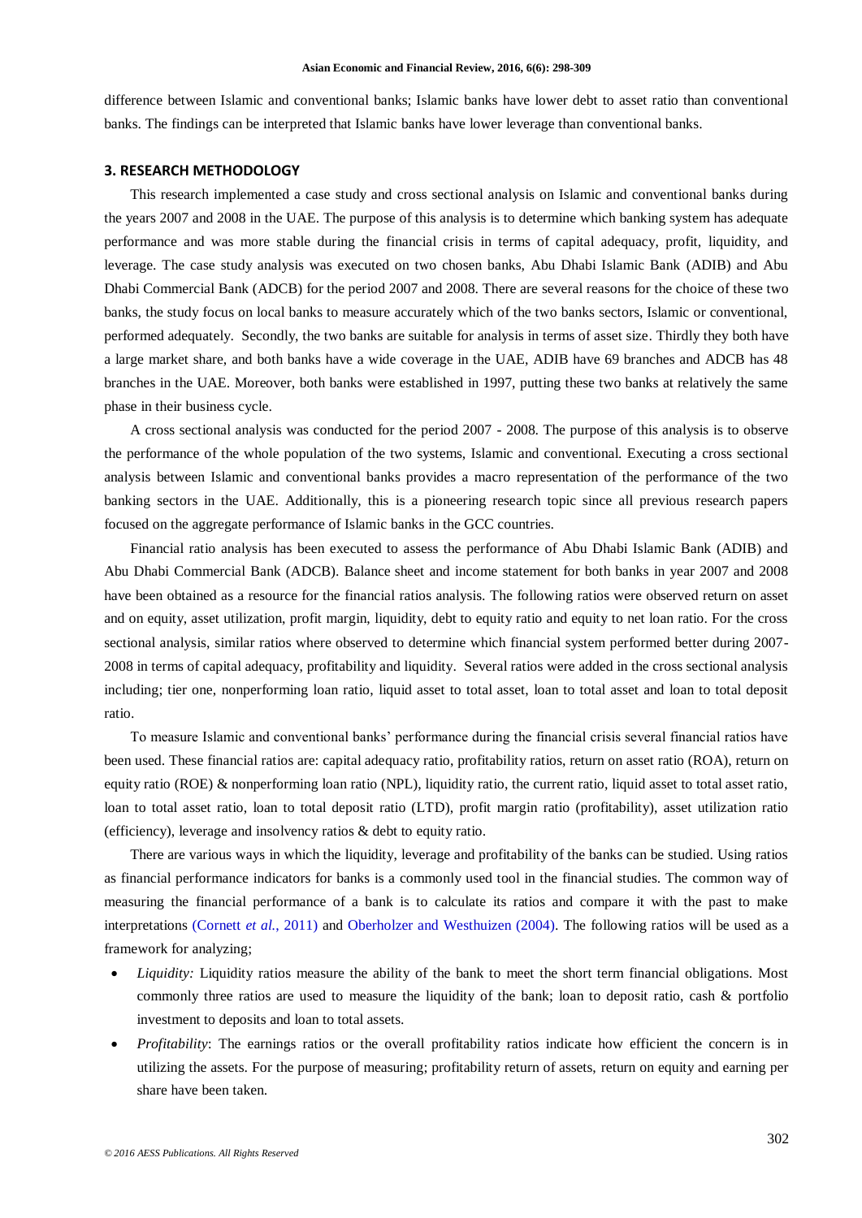difference between Islamic and conventional banks; Islamic banks have lower debt to asset ratio than conventional banks. The findings can be interpreted that Islamic banks have lower leverage than conventional banks.

## 3. RESEARCH METHODOLOGY

This research implemented a case study and cross sectional analysis on Islamic and conventional banks during the years 2007 and 2008 in the UAE. The purpose of this analysis is to determine which banking system has adequate performance and was more stable during the financial crisis in terms of capital adequacy, profit, liquidity, and leverage. The case study analysis was executed on two chosen banks, Abu Dhabi Islamic Bank (ADIB) and Abu Dhabi Commercial Bank (ADCB) for the period 2007 and 2008. There are several reasons for the choice of these two banks, the study focus on local banks to measure accurately which of the two banks sectors, Islamic or conventional, performed adequately. Secondly, the two banks are suitable for analysis in terms of asset size. Thirdly they both have a large market share, and both banks have a wide coverage in the UAE, ADIB have 69 branches and ADCB has 48 branches in the UAE. Moreover, both banks were established in 1997, putting these two banks at relatively the same phase in their business cycle.

A cross sectional analysis was conducted for the period 2007 - 2008. The purpose of this analysis is to observe the performance of the whole population of the two systems, Islamic and conventional. Executing a cross sectional analysis between Islamic and conventional banks provides a macro representation of the performance of the two banking sectors in the UAE. Additionally, this is a pioneering research topic since all previous research papers focused on the aggregate performance of Islamic banks in the GCC countries.

Financial ratio analysis has been executed to assess the performance of Abu Dhabi Islamic Bank (ADIB) and Abu Dhabi Commercial Bank (ADCB). Balance sheet and income statement for both banks in year 2007 and 2008 have been obtained as a resource for the financial ratios analysis. The following ratios were observed return on asset and on equity, asset utilization, profit margin, liquidity, debt to equity ratio and equity to net loan ratio. For the cross sectional analysis, similar ratios where observed to determine which financial system performed better during 2007-2008 in terms of capital adequacy, profitability and liquidity. Several ratios were added in the cross sectional analysis including; tier one, nonperforming loan ratio, liquid asset to total asset, loan to total asset and loan to total deposit ratio.

To measure Islamic and conventional banks' performance during the financial crisis several financial ratios have been used. These financial ratios are: capital adequacy ratio, profitability ratios, return on asset ratio (ROA), return on equity ratio (ROE) & nonperforming loan ratio (NPL), liquidity ratio, the current ratio, liquid asset to total asset ratio, loan to total asset ratio, loan to total deposit ratio (LTD), profit margin ratio (profitability), asset utilization ratio (efficiency), leverage and insolvency ratios & debt to equity ratio.

There are various ways in which the liquidity, leverage and profitability of the banks can be studied. Using ratios as financial performance indicators for banks is a commonly used tool in the financial studies. The common way of measuring the financial performance of a bank is to calculate its ratios and compare it with the past to make interpretations (Cornett *et al.*, 2011) and Oberholzer and Westhuizen (2004). The following ratios will be used as a framework for analyzing;

- *Liquidity:* Liquidity ratios measure the ability of the bank to meet the short term financial obligations. Most commonly three ratios are used to measure the liquidity of the bank; loan to deposit ratio, cash & portfolio investment to deposits and loan to total assets.
- *Profitability*: The earnings ratios or the overall profitability ratios indicate how efficient the concern is in utilizing the assets. For the purpose of measuring; profitability return of assets, return on equity and earning per share have been taken.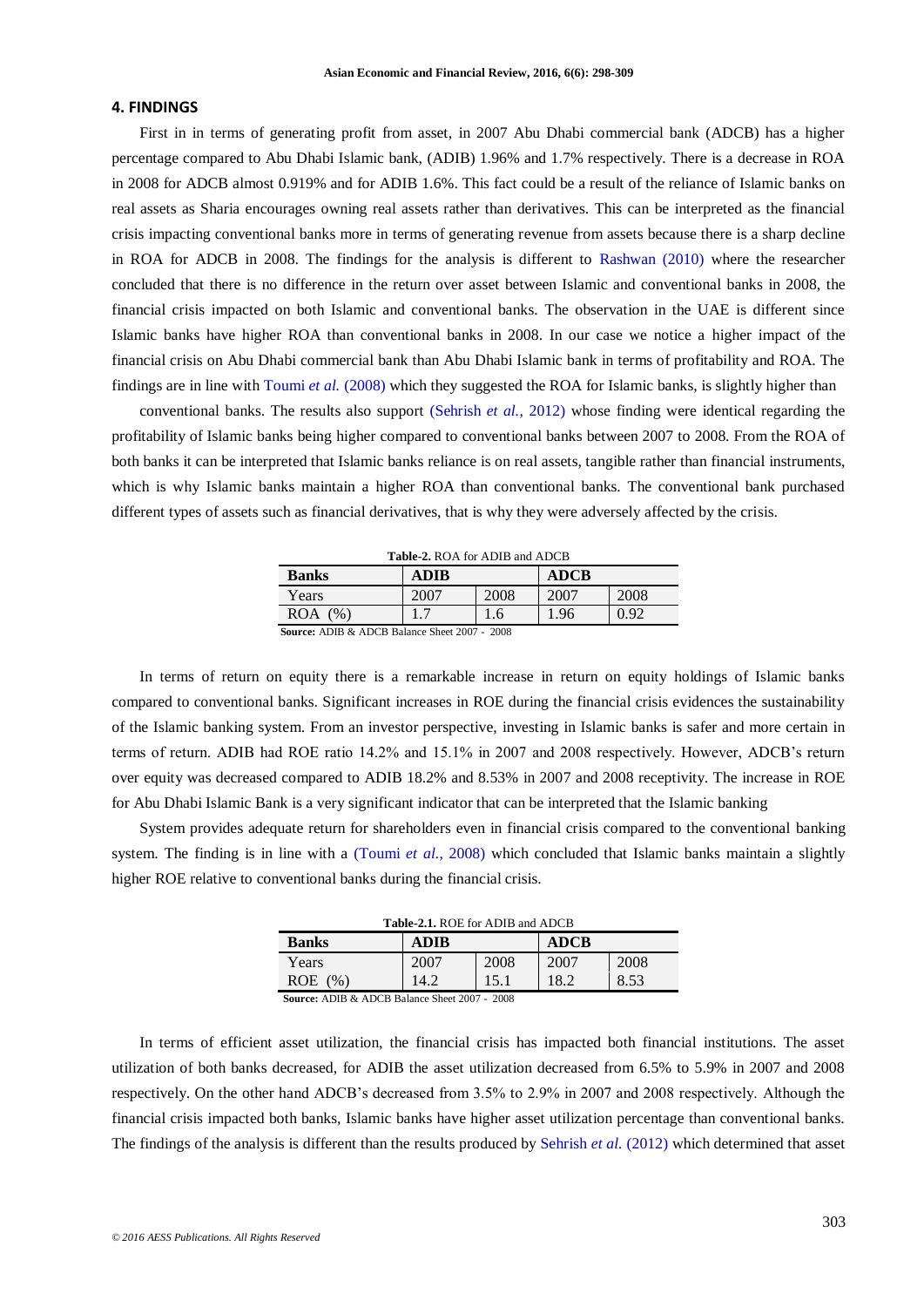## 4. FINDINGS

First in in terms of generating profit from asset, in 2007 Abu Dhabi commercial bank (ADCB) has a higher percentage compared to Abu Dhabi Islamic bank, (ADIB) 1.96% and 1.7% respectively. There is a decrease in ROA in 2008 for ADCB almost 0.919% and for ADIB 1.6%. This fact could be a result of the reliance of Islamic banks on real assets as Sharia encourages owning real assets rather than derivatives. This can be interpreted as the financial crisis impacting conventional banks more in terms of generating revenue from assets because there is a sharp decline in ROA for ADCB in 2008. The findings for the analysis is different to Rashwan (2010) where the researcher concluded that there is no difference in the return over asset between Islamic and conventional banks in 2008, the financial crisis impacted on both Islamic and conventional banks. The observation in the UAE is different since Islamic banks have higher ROA than conventional banks in 2008. In our case we notice a higher impact of the financial crisis on Abu Dhabi commercial bank than Abu Dhabi Islamic bank in terms of profitability and ROA. The findings are in line with Toumi *et al.* (2008) which they suggested the ROA for Islamic banks, is slightly higher than conventional banks. The results also support (Sehrish *et al.*, 2012) whose finding were identical regarding the profitability of Islamic banks being higher compared to conventional banks between 2007 to 2008. From the ROA of both banks it can be interpreted that Islamic banks reliance is on real assets, tangible rather than financial instruments, which is why Islamic banks maintain a higher ROA than conventional banks. The conventional bank purchased different types of assets such as financial derivatives, that is why they were adversely affected by the crisis.

**Table-2.** ROA for ADIB and ADCB

| Banks | ADIB | | ADCB | |
|---|---|---|---|---|
| Years | 2007 | 2008 | 2007 | 2008 |
| ROA (%) | 1.7 | 1.6 | 1.96 | 0.92 |

**Source:** ADIB & ADCB Balance Sheet 2007 - 2008

In terms of return on equity there is a remarkable increase in return on equity holdings of Islamic banks compared to conventional banks. Significant increases in ROE during the financial crisis evidences the sustainability of the Islamic banking system. From an investor perspective, investing in Islamic banks is safer and more certain in terms of return. ADIB had ROE ratio 14.2% and 15.1% in 2007 and 2008 respectively. However, ADCB's return over equity was decreased compared to ADIB 18.2% and 8.53% in 2007 and 2008 receptivity. The increase in ROE for Abu Dhabi Islamic Bank is a very significant indicator that can be interpreted that the Islamic banking System provides adequate return for shareholders even in financial crisis compared to the conventional banking system. The finding is in line with a (Toumi *et al.*, 2008) which concluded that Islamic banks maintain a slightly higher ROE relative to conventional banks during the financial crisis.

**Table-2.1.** ROE for ADIB and ADCB

| Banks | ADIB | | ADCB | |
|---|---|---|---|---|
| Years | 2007 | 2008 | 2007 | 2008 |
| ROE (%) | 14.2 | 15.1 | 18.2 | 8.53 |

**Source:** ADIB & ADCB Balance Sheet 2007 - 2008

In terms of efficient asset utilization, the financial crisis has impacted both financial institutions. The asset utilization of both banks decreased, for ADIB the asset utilization decreased from 6.5% to 5.9% in 2007 and 2008 respectively. On the other hand ADCB's decreased from 3.5% to 2.9% in 2007 and 2008 respectively. Although the financial crisis impacted both banks, Islamic banks have higher asset utilization percentage than conventional banks. The findings of the analysis is different than the results produced by Sehrish *et al.* (2012) which determined that asset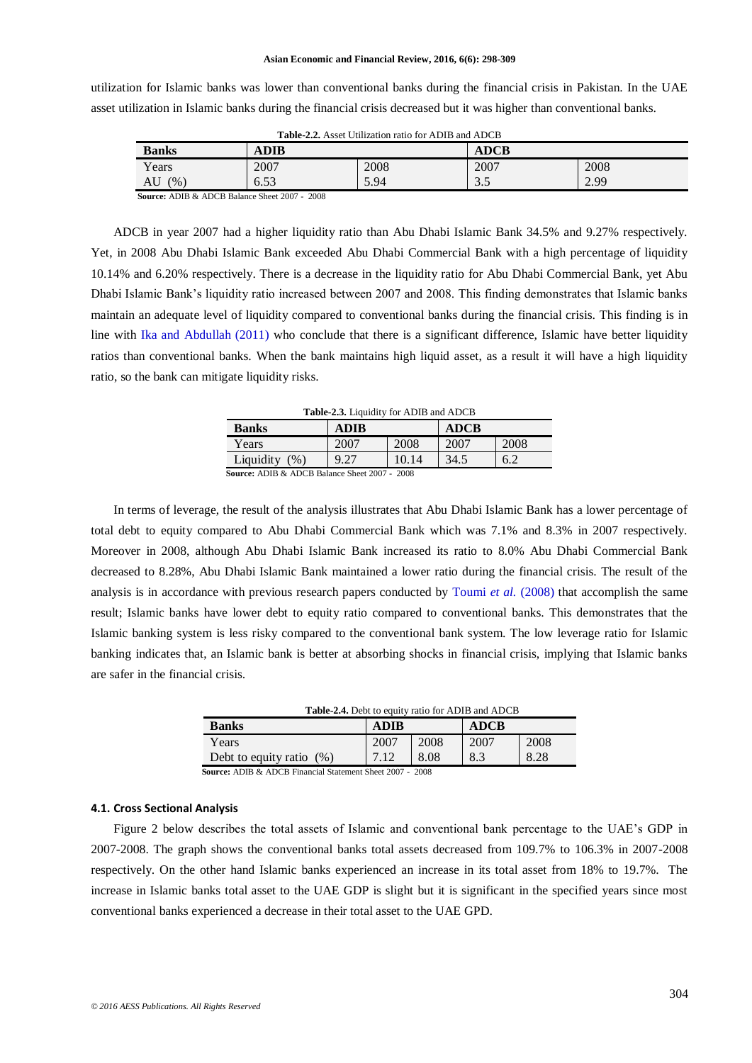utilization for Islamic banks was lower than conventional banks during the financial crisis in Pakistan. In the UAE asset utilization in Islamic banks during the financial crisis decreased but it was higher than conventional banks.

**Table-2.2.** Asset Utilization ratio for ADIB and ADCB

| **Banks** | **ADIB** | | **ADCB** | |
|---|---|---|---|---|
| Years | 2007 | 2008 | 2007 | 2008 |
| AU (%) | 6.53 | 5.94 | 3.5 | 2.99 |

**Source:** ADIB & ADCB Balance Sheet 2007 - 2008

ADCB in year 2007 had a higher liquidity ratio than Abu Dhabi Islamic Bank 34.5% and 9.27% respectively. Yet, in 2008 Abu Dhabi Islamic Bank exceeded Abu Dhabi Commercial Bank with a high percentage of liquidity 10.14% and 6.20% respectively. There is a decrease in the liquidity ratio for Abu Dhabi Commercial Bank, yet Abu Dhabi Islamic Bank's liquidity ratio increased between 2007 and 2008. This finding demonstrates that Islamic banks maintain an adequate level of liquidity compared to conventional banks during the financial crisis. This finding is in line with Ika and Abdullah (2011) who conclude that there is a significant difference, Islamic have better liquidity ratios than conventional banks. When the bank maintains high liquid asset, as a result it will have a high liquidity ratio, so the bank can mitigate liquidity risks.

**Table-2.3.** Liquidity for ADIB and ADCB

| **Banks** | **ADIB** | | **ADCB** | |
|---|---|---|---|---|
| Years | 2007 | 2008 | 2007 | 2008 |
| Liquidity (%) | 9.27 | 10.14 | 34.5 | 6.2 |

**Source:** ADIB & ADCB Balance Sheet 2007 - 2008

In terms of leverage, the result of the analysis illustrates that Abu Dhabi Islamic Bank has a lower percentage of total debt to equity compared to Abu Dhabi Commercial Bank which was 7.1% and 8.3% in 2007 respectively. Moreover in 2008, although Abu Dhabi Islamic Bank increased its ratio to 8.0% Abu Dhabi Commercial Bank decreased to 8.28%, Abu Dhabi Islamic Bank maintained a lower ratio during the financial crisis. The result of the analysis is in accordance with previous research papers conducted by Toumi *et al.* (2008) that accomplish the same result; Islamic banks have lower debt to equity ratio compared to conventional banks. This demonstrates that the Islamic banking system is less risky compared to the conventional bank system. The low leverage ratio for Islamic banking indicates that, an Islamic bank is better at absorbing shocks in financial crisis, implying that Islamic banks are safer in the financial crisis.

**Table-2.4.** Debt to equity ratio for ADIB and ADCB

| **Banks** | **ADIB** | | **ADCB** | |
|---|---|---|---|---|
| Years | 2007 | 2008 | 2007 | 2008 |
| Debt to equity ratio (%) | 7.12 | 8.08 | 8.3 | 8.28 |

**Source:** ADIB & ADCB Financial Statement Sheet 2007 - 2008

#### 4.1. Cross Sectional Analysis

Figure 2 below describes the total assets of Islamic and conventional bank percentage to the UAE's GDP in 2007-2008. The graph shows the conventional banks total assets decreased from 109.7% to 106.3% in 2007-2008 respectively. On the other hand Islamic banks experienced an increase in its total asset from 18% to 19.7%. The increase in Islamic banks total asset to the UAE GDP is slight but it is significant in the specified years since most conventional banks experienced a decrease in their total asset to the UAE GPD.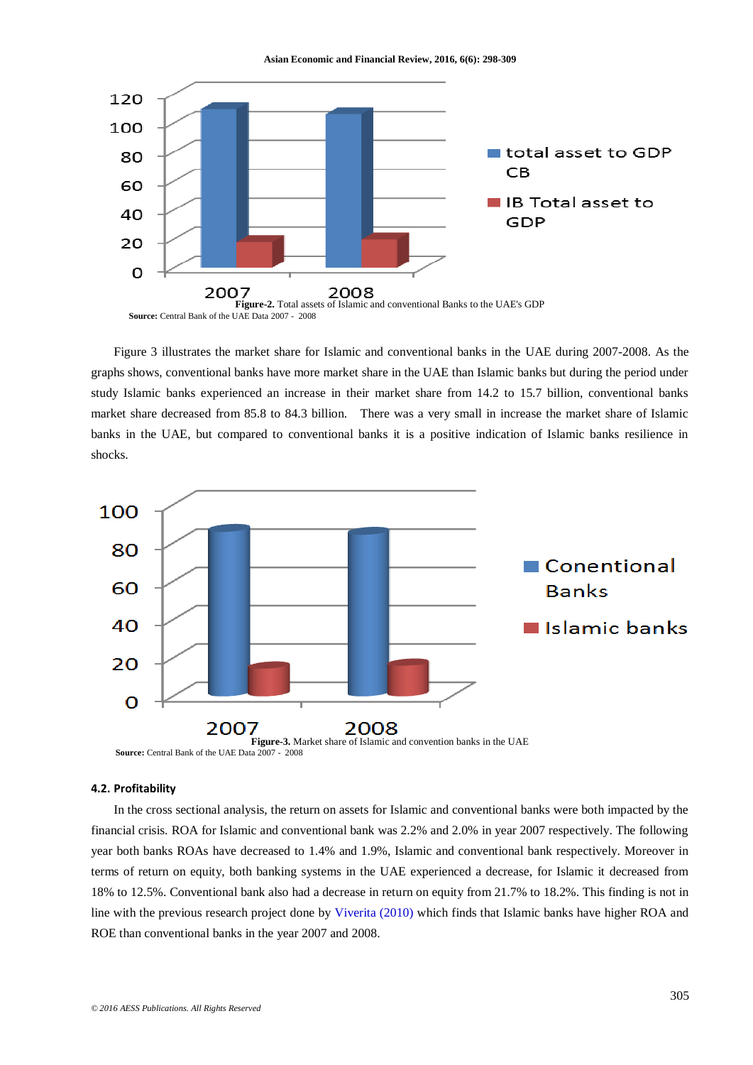Figure-2. Total assets of Islamic and conventional Banks to the UAE's GDP

**Source:** Central Bank of the UAE Data 2007 - 2008

Figure 3 illustrates the market share for Islamic and conventional banks in the UAE during 2007-2008. As the graphs shows, conventional banks have more market share in the UAE than Islamic banks but during the period under study Islamic banks experienced an increase in their market share from 14.2 to 15.7 billion, conventional banks market share decreased from 85.8 to 84.3 billion. There was a very small in increase the market share of Islamic banks in the UAE, but compared to conventional banks it is a positive indication of Islamic banks resilience in shocks.

Figure-3. Market share of Islamic and convention banks in the UAE

**Source:** Central Bank of the UAE Data 2007 - 2008

### 4.2. Profitability

In the cross sectional analysis, the return on assets for Islamic and conventional banks were both impacted by the financial crisis. ROA for Islamic and conventional bank was 2.2% and 2.0% in year 2007 respectively. The following year both banks ROAs have decreased to 1.4% and 1.9%, Islamic and conventional bank respectively. Moreover in terms of return on equity, both banking systems in the UAE experienced a decrease, for Islamic it decreased from 18% to 12.5%. Conventional bank also had a decrease in return on equity from 21.7% to 18.2%. This finding is not in line with the previous research project done by Viverita (2010) which finds that Islamic banks have higher ROA and ROE than conventional banks in the year 2007 and 2008.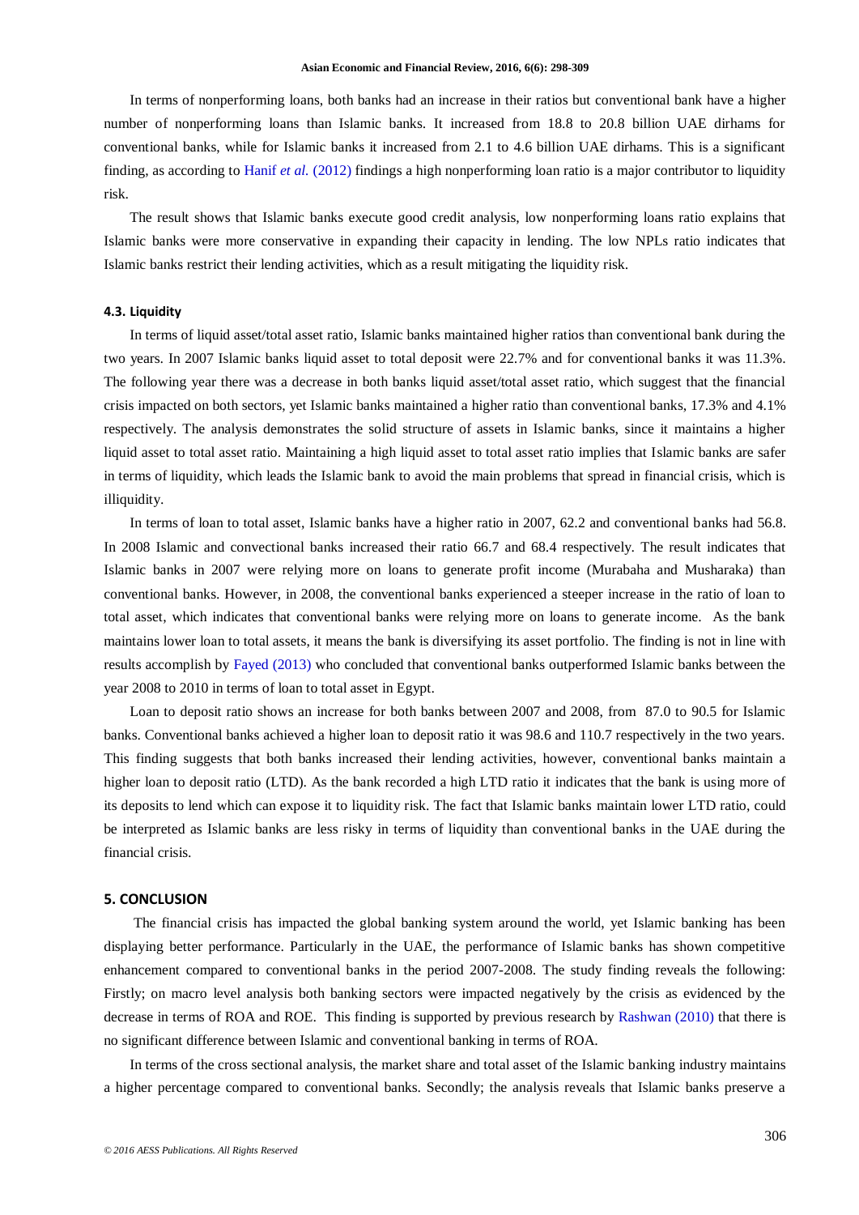In terms of nonperforming loans, both banks had an increase in their ratios but conventional bank have a higher number of nonperforming loans than Islamic banks. It increased from 18.8 to 20.8 billion UAE dirhams for conventional banks, while for Islamic banks it increased from 2.1 to 4.6 billion UAE dirhams. This is a significant finding, as according to Hanif *et al.* (2012) findings a high nonperforming loan ratio is a major contributor to liquidity risk.

The result shows that Islamic banks execute good credit analysis, low nonperforming loans ratio explains that Islamic banks were more conservative in expanding their capacity in lending. The low NPLs ratio indicates that Islamic banks restrict their lending activities, which as a result mitigating the liquidity risk.

### 4.3. Liquidity

In terms of liquid asset/total asset ratio, Islamic banks maintained higher ratios than conventional bank during the two years. In 2007 Islamic banks liquid asset to total deposit were 22.7% and for conventional banks it was 11.3%. The following year there was a decrease in both banks liquid asset/total asset ratio, which suggest that the financial crisis impacted on both sectors, yet Islamic banks maintained a higher ratio than conventional banks, 17.3% and 4.1% respectively. The analysis demonstrates the solid structure of assets in Islamic banks, since it maintains a higher liquid asset to total asset ratio. Maintaining a high liquid asset to total asset ratio implies that Islamic banks are safer in terms of liquidity, which leads the Islamic bank to avoid the main problems that spread in financial crisis, which is illiquidity.

In terms of loan to total asset, Islamic banks have a higher ratio in 2007, 62.2 and conventional banks had 56.8. In 2008 Islamic and convectional banks increased their ratio 66.7 and 68.4 respectively. The result indicates that Islamic banks in 2007 were relying more on loans to generate profit income (Murabaha and Musharaka) than conventional banks. However, in 2008, the conventional banks experienced a steeper increase in the ratio of loan to total asset, which indicates that conventional banks were relying more on loans to generate income. As the bank maintains lower loan to total assets, it means the bank is diversifying its asset portfolio. The finding is not in line with results accomplish by Fayed (2013) who concluded that conventional banks outperformed Islamic banks between the year 2008 to 2010 in terms of loan to total asset in Egypt.

Loan to deposit ratio shows an increase for both banks between 2007 and 2008, from 87.0 to 90.5 for Islamic banks. Conventional banks achieved a higher loan to deposit ratio it was 98.6 and 110.7 respectively in the two years. This finding suggests that both banks increased their lending activities, however, conventional banks maintain a higher loan to deposit ratio (LTD). As the bank recorded a high LTD ratio it indicates that the bank is using more of its deposits to lend which can expose it to liquidity risk. The fact that Islamic banks maintain lower LTD ratio, could be interpreted as Islamic banks are less risky in terms of liquidity than conventional banks in the UAE during the financial crisis.

## 5. CONCLUSION

The financial crisis has impacted the global banking system around the world, yet Islamic banking has been displaying better performance. Particularly in the UAE, the performance of Islamic banks has shown competitive enhancement compared to conventional banks in the period 2007-2008. The study finding reveals the following: Firstly; on macro level analysis both banking sectors were impacted negatively by the crisis as evidenced by the decrease in terms of ROA and ROE. This finding is supported by previous research by Rashwan (2010) that there is no significant difference between Islamic and conventional banking in terms of ROA.

In terms of the cross sectional analysis, the market share and total asset of the Islamic banking industry maintains a higher percentage compared to conventional banks. Secondly; the analysis reveals that Islamic banks preserve a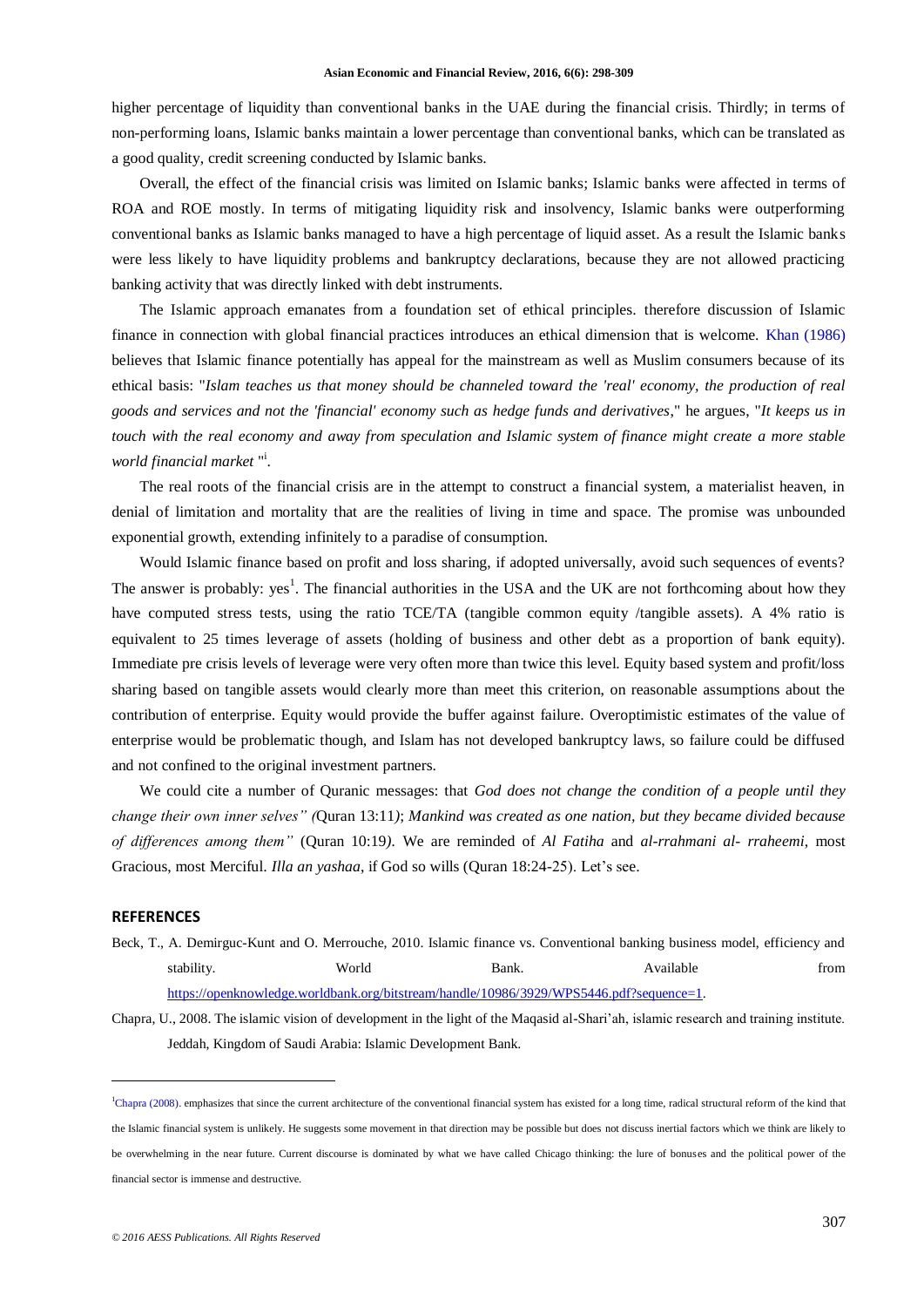higher percentage of liquidity than conventional banks in the UAE during the financial crisis. Thirdly; in terms of non-performing loans, Islamic banks maintain a lower percentage than conventional banks, which can be translated as a good quality, credit screening conducted by Islamic banks.

Overall, the effect of the financial crisis was limited on Islamic banks; Islamic banks were affected in terms of ROA and ROE mostly. In terms of mitigating liquidity risk and insolvency, Islamic banks were outperforming conventional banks as Islamic banks managed to have a high percentage of liquid asset. As a result the Islamic banks were less likely to have liquidity problems and bankruptcy declarations, because they are not allowed practicing banking activity that was directly linked with debt instruments.

The Islamic approach emanates from a foundation set of ethical principles. therefore discussion of Islamic finance in connection with global financial practices introduces an ethical dimension that is welcome. Khan (1986) believes that Islamic finance potentially has appeal for the mainstream as well as Muslim consumers because of its ethical basis: "*Islam teaches us that money should be channeled toward the 'real' economy, the production of real goods and services and not the 'financial' economy such as hedge funds and derivatives*," he argues, "*It keeps us in touch with the real economy and away from speculation and Islamic system of finance might create a more stable world financial market* "[i].

The real roots of the financial crisis are in the attempt to construct a financial system, a materialist heaven, in denial of limitation and mortality that are the realities of living in time and space. The promise was unbounded exponential growth, extending infinitely to a paradise of consumption.

Would Islamic finance based on profit and loss sharing, if adopted universally, avoid such sequences of events? The answer is probably: yes[1]. The financial authorities in the USA and the UK are not forthcoming about how they have computed stress tests, using the ratio TCE/TA (tangible common equity /tangible assets). A 4% ratio is equivalent to 25 times leverage of assets (holding of business and other debt as a proportion of bank equity). Immediate pre crisis levels of leverage were very often more than twice this level. Equity based system and profit/loss sharing based on tangible assets would clearly more than meet this criterion, on reasonable assumptions about the contribution of enterprise. Equity would provide the buffer against failure. Overoptimistic estimates of the value of enterprise would be problematic though, and Islam has not developed bankruptcy laws, so failure could be diffused and not confined to the original investment partners.

We could cite a number of Quranic messages: that *God does not change the condition of a people until they change their own inner selves" (*Quran 13:11*)*; *Mankind was created as one nation, but they became divided because of differences among them"* (Quran 10:19*)*. We are reminded of *Al Fatiha* and *al-rrahmani al- rraheemi*, most Gracious, most Merciful. *Illa an yashaa*, if God so wills (Quran 18:24-25). Let's see.

## REFERENCES

Beck, T., A. Demirguc-Kunt and O. Merrouche, 2010. Islamic finance vs. Conventional banking business model, efficiency and stability. World Bank. Available from https://openknowledge.worldbank.org/bitstream/handle/10986/3929/WPS5446.pdf?sequence=1.

Chapra, U., 2008. The islamic vision of development in the light of the Maqasid al-Shari'ah, islamic research and training institute. Jeddah, Kingdom of Saudi Arabia: Islamic Development Bank.

---

[1] Chapra (2008). emphasizes that since the current architecture of the conventional financial system has existed for a long time, radical structural reform of the kind that the Islamic financial system is unlikely. He suggests some movement in that direction may be possible but does not discuss inertial factors which we think are likely to be overwhelming in the near future. Current discourse is dominated by what we have called Chicago thinking: the lure of bonuses and the political power of the financial sector is immense and destructive.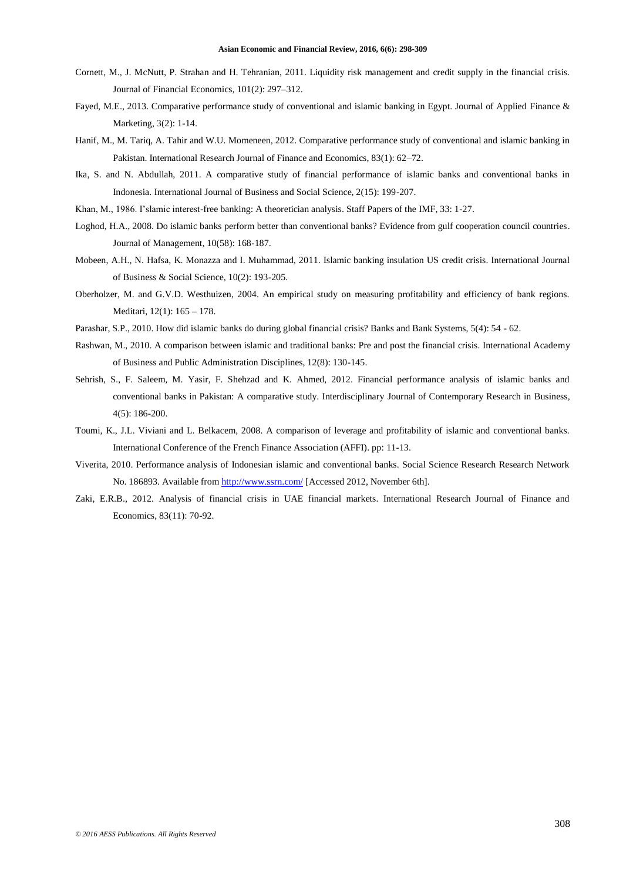Cornett, M., J. McNutt, P. Strahan and H. Tehranian, 2011. Liquidity risk management and credit supply in the financial crisis. Journal of Financial Economics, 101(2): 297–312.

Fayed, M.E., 2013. Comparative performance study of conventional and islamic banking in Egypt. Journal of Applied Finance & Marketing, 3(2): 1-14.

Hanif, M., M. Tariq, A. Tahir and W.U. Momeneen, 2012. Comparative performance study of conventional and islamic banking in Pakistan. International Research Journal of Finance and Economics, 83(1): 62–72.

Ika, S. and N. Abdullah, 2011. A comparative study of financial performance of islamic banks and conventional banks in Indonesia. International Journal of Business and Social Science, 2(15): 199-207.

Khan, M., 1986. I'slamic interest-free banking: A theoretician analysis. Staff Papers of the IMF, 33: 1-27.

Loghod, H.A., 2008. Do islamic banks perform better than conventional banks? Evidence from gulf cooperation council countries. Journal of Management, 10(58): 168-187.

Mobeen, A.H., N. Hafsa, K. Monazza and I. Muhammad, 2011. Islamic banking insulation US credit crisis. International Journal of Business & Social Science, 10(2): 193-205.

Oberholzer, M. and G.V.D. Westhuizen, 2004. An empirical study on measuring profitability and efficiency of bank regions. Meditari, 12(1): 165 – 178.

Parashar, S.P., 2010. How did islamic banks do during global financial crisis? Banks and Bank Systems, 5(4): 54 - 62.

Rashwan, M., 2010. A comparison between islamic and traditional banks: Pre and post the financial crisis. International Academy of Business and Public Administration Disciplines, 12(8): 130-145.

Sehrish, S., F. Saleem, M. Yasir, F. Shehzad and K. Ahmed, 2012. Financial performance analysis of islamic banks and conventional banks in Pakistan: A comparative study. Interdisciplinary Journal of Contemporary Research in Business, 4(5): 186-200.

Toumi, K., J.L. Viviani and L. Belkacem, 2008. A comparison of leverage and profitability of islamic and conventional banks. International Conference of the French Finance Association (AFFI). pp: 11-13.

Viverita, 2010. Performance analysis of Indonesian islamic and conventional banks. Social Science Research Research Network No. 186893. Available from http://www.ssrn.com/ [Accessed 2012, November 6th].

Zaki, E.R.B., 2012. Analysis of financial crisis in UAE financial markets. International Research Journal of Finance and Economics, 83(11): 70-92.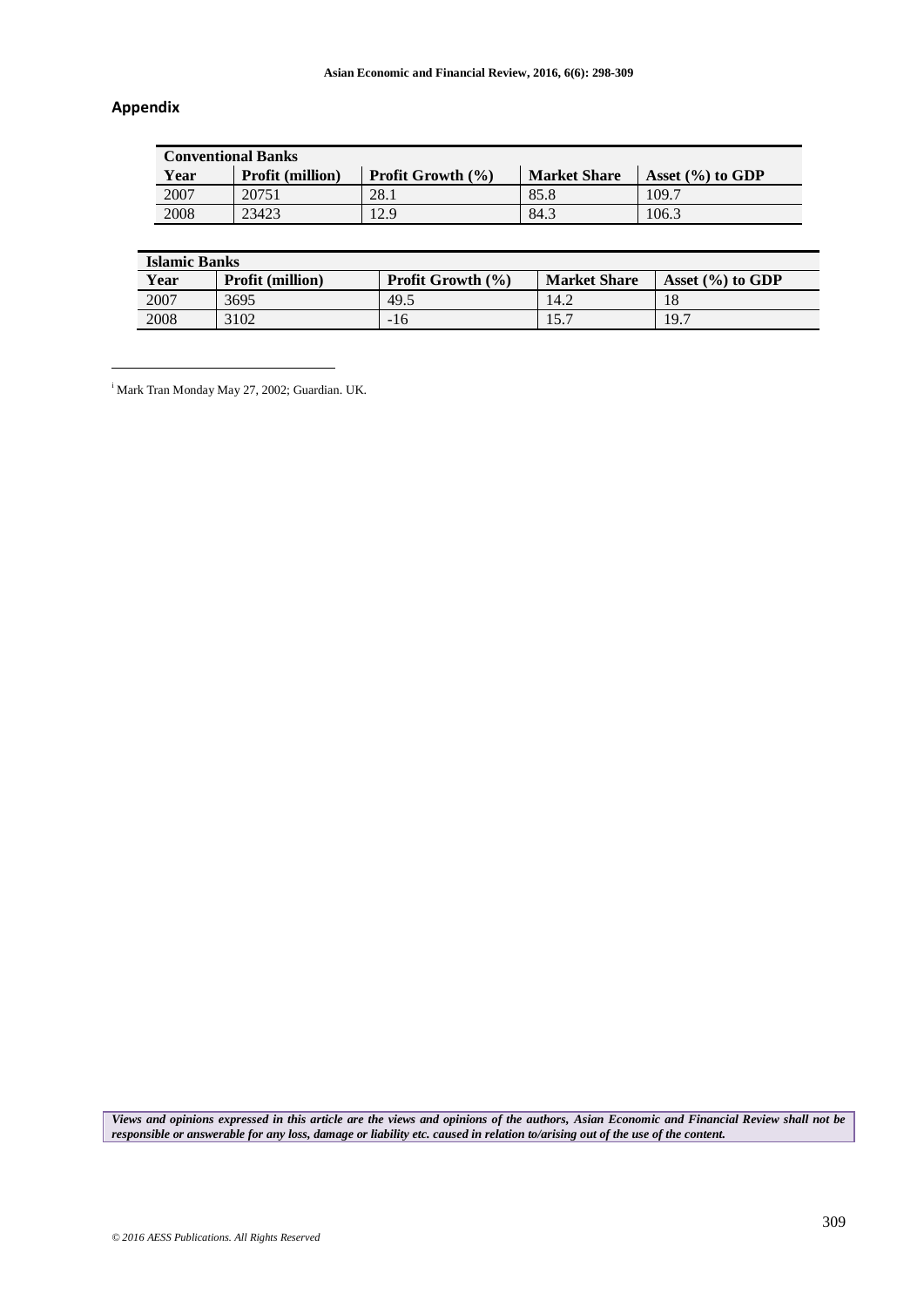## Appendix

| Conventional Banks | | | | |
|---|---|---|---|---|
| **Year** | **Profit (million)** | **Profit Growth (%)** | **Market Share** | **Asset (%) to GDP** |
| 2007 | 20751 | 28.1 | 85.8 | 109.7 |
| 2008 | 23423 | 12.9 | 84.3 | 106.3 |

| Islamic Banks | | | | |
|---|---|---|---|---|
| **Year** | **Profit (million)** | **Profit Growth (%)** | **Market Share** | **Asset (%) to GDP** |
| 2007 | 3695 | 49.5 | 14.2 | 18 |
| 2008 | 3102 | -16 | 15.7 | 19.7 |

---

[i] Mark Tran Monday May 27, 2002; Guardian. UK.

*Views and opinions expressed in this article are the views and opinions of the authors, Asian Economic and Financial Review shall not be responsible or answerable for any loss, damage or liability etc. caused in relation to/arising out of the use of the content.*